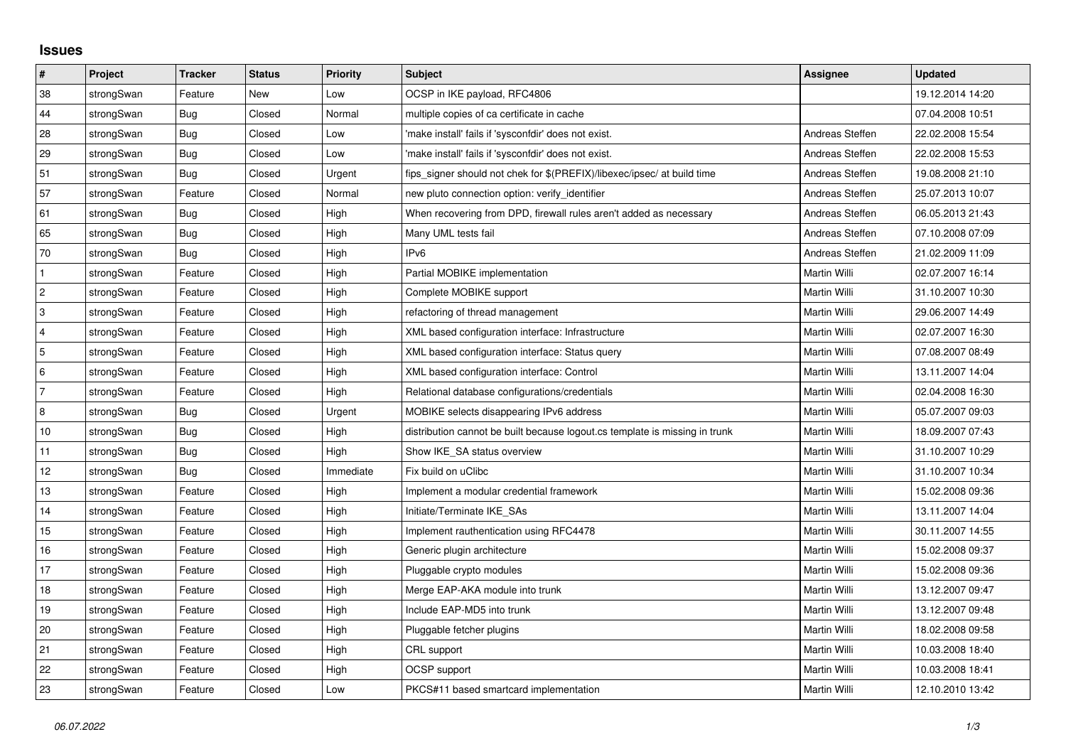# Issues

| # | Project | Tracker | Status | Priority | Subject | Assignee | Updated |
|---|---|---|---|---|---|---|---|
| 38 | strongSwan | Feature | New | Low | OCSP in IKE payload, RFC4806 | | 19.12.2014 14:20 |
| 44 | strongSwan | Bug | Closed | Normal | multiple copies of ca certificate in cache | | 07.04.2008 10:51 |
| 28 | strongSwan | Bug | Closed | Low | 'make install' fails if 'sysconfdir' does not exist. | Andreas Steffen | 22.02.2008 15:54 |
| 29 | strongSwan | Bug | Closed | Low | 'make install' fails if 'sysconfdir' does not exist. | Andreas Steffen | 22.02.2008 15:53 |
| 51 | strongSwan | Bug | Closed | Urgent | fips_signer should not chek for $(PREFIX)/libexec/ipsec/ at build time | Andreas Steffen | 19.08.2008 21:10 |
| 57 | strongSwan | Feature | Closed | Normal | new pluto connection option: verify_identifier | Andreas Steffen | 25.07.2013 10:07 |
| 61 | strongSwan | Bug | Closed | High | When recovering from DPD, firewall rules aren't added as necessary | Andreas Steffen | 06.05.2013 21:43 |
| 65 | strongSwan | Bug | Closed | High | Many UML tests fail | Andreas Steffen | 07.10.2008 07:09 |
| 70 | strongSwan | Bug | Closed | High | IPv6 | Andreas Steffen | 21.02.2009 11:09 |
| 1 | strongSwan | Feature | Closed | High | Partial MOBIKE implementation | Martin Willi | 02.07.2007 16:14 |
| 2 | strongSwan | Feature | Closed | High | Complete MOBIKE support | Martin Willi | 31.10.2007 10:30 |
| 3 | strongSwan | Feature | Closed | High | refactoring of thread management | Martin Willi | 29.06.2007 14:49 |
| 4 | strongSwan | Feature | Closed | High | XML based configuration interface: Infrastructure | Martin Willi | 02.07.2007 16:30 |
| 5 | strongSwan | Feature | Closed | High | XML based configuration interface: Status query | Martin Willi | 07.08.2007 08:49 |
| 6 | strongSwan | Feature | Closed | High | XML based configuration interface: Control | Martin Willi | 13.11.2007 14:04 |
| 7 | strongSwan | Feature | Closed | High | Relational database configurations/credentials | Martin Willi | 02.04.2008 16:30 |
| 8 | strongSwan | Bug | Closed | Urgent | MOBIKE selects disappearing IPv6 address | Martin Willi | 05.07.2007 09:03 |
| 10 | strongSwan | Bug | Closed | High | distribution cannot be built because logout.cs template is missing in trunk | Martin Willi | 18.09.2007 07:43 |
| 11 | strongSwan | Bug | Closed | High | Show IKE_SA status overview | Martin Willi | 31.10.2007 10:29 |
| 12 | strongSwan | Bug | Closed | Immediate | Fix build on uClibc | Martin Willi | 31.10.2007 10:34 |
| 13 | strongSwan | Feature | Closed | High | Implement a modular credential framework | Martin Willi | 15.02.2008 09:36 |
| 14 | strongSwan | Feature | Closed | High | Initiate/Terminate IKE_SAs | Martin Willi | 13.11.2007 14:04 |
| 15 | strongSwan | Feature | Closed | High | Implement rauthentication using RFC4478 | Martin Willi | 30.11.2007 14:55 |
| 16 | strongSwan | Feature | Closed | High | Generic plugin architecture | Martin Willi | 15.02.2008 09:37 |
| 17 | strongSwan | Feature | Closed | High | Pluggable crypto modules | Martin Willi | 15.02.2008 09:36 |
| 18 | strongSwan | Feature | Closed | High | Merge EAP-AKA module into trunk | Martin Willi | 13.12.2007 09:47 |
| 19 | strongSwan | Feature | Closed | High | Include EAP-MD5 into trunk | Martin Willi | 13.12.2007 09:48 |
| 20 | strongSwan | Feature | Closed | High | Pluggable fetcher plugins | Martin Willi | 18.02.2008 09:58 |
| 21 | strongSwan | Feature | Closed | High | CRL support | Martin Willi | 10.03.2008 18:40 |
| 22 | strongSwan | Feature | Closed | High | OCSP support | Martin Willi | 10.03.2008 18:41 |
| 23 | strongSwan | Feature | Closed | Low | PKCS#11 based smartcard implementation | Martin Willi | 12.10.2010 13:42 |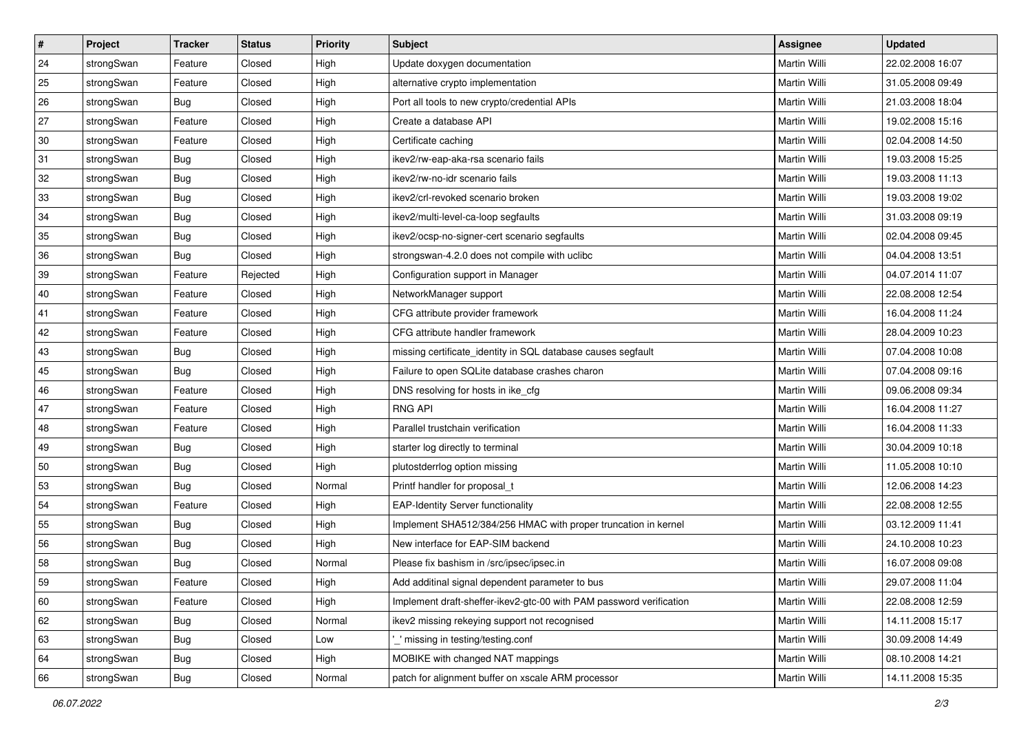| # | Project | Tracker | Status | Priority | Subject | Assignee | Updated |
| --- | --- | --- | --- | --- | --- | --- | --- |
| 24 | strongSwan | Feature | Closed | High | Update doxygen documentation | Martin Willi | 22.02.2008 16:07 |
| 25 | strongSwan | Feature | Closed | High | alternative crypto implementation | Martin Willi | 31.05.2008 09:49 |
| 26 | strongSwan | Bug | Closed | High | Port all tools to new crypto/credential APIs | Martin Willi | 21.03.2008 18:04 |
| 27 | strongSwan | Feature | Closed | High | Create a database API | Martin Willi | 19.02.2008 15:16 |
| 30 | strongSwan | Feature | Closed | High | Certificate caching | Martin Willi | 02.04.2008 14:50 |
| 31 | strongSwan | Bug | Closed | High | ikev2/rw-eap-aka-rsa scenario fails | Martin Willi | 19.03.2008 15:25 |
| 32 | strongSwan | Bug | Closed | High | ikev2/rw-no-idr scenario fails | Martin Willi | 19.03.2008 11:13 |
| 33 | strongSwan | Bug | Closed | High | ikev2/crl-revoked scenario broken | Martin Willi | 19.03.2008 19:02 |
| 34 | strongSwan | Bug | Closed | High | ikev2/multi-level-ca-loop segfaults | Martin Willi | 31.03.2008 09:19 |
| 35 | strongSwan | Bug | Closed | High | ikev2/ocsp-no-signer-cert scenario segfaults | Martin Willi | 02.04.2008 09:45 |
| 36 | strongSwan | Bug | Closed | High | strongswan-4.2.0 does not compile with uclibc | Martin Willi | 04.04.2008 13:51 |
| 39 | strongSwan | Feature | Rejected | High | Configuration support in Manager | Martin Willi | 04.07.2014 11:07 |
| 40 | strongSwan | Feature | Closed | High | NetworkManager support | Martin Willi | 22.08.2008 12:54 |
| 41 | strongSwan | Feature | Closed | High | CFG attribute provider framework | Martin Willi | 16.04.2008 11:24 |
| 42 | strongSwan | Feature | Closed | High | CFG attribute handler framework | Martin Willi | 28.04.2009 10:23 |
| 43 | strongSwan | Bug | Closed | High | missing certificate_identity in SQL database causes segfault | Martin Willi | 07.04.2008 10:08 |
| 45 | strongSwan | Bug | Closed | High | Failure to open SQLite database crashes charon | Martin Willi | 07.04.2008 09:16 |
| 46 | strongSwan | Feature | Closed | High | DNS resolving for hosts in ike_cfg | Martin Willi | 09.06.2008 09:34 |
| 47 | strongSwan | Feature | Closed | High | RNG API | Martin Willi | 16.04.2008 11:27 |
| 48 | strongSwan | Feature | Closed | High | Parallel trustchain verification | Martin Willi | 16.04.2008 11:33 |
| 49 | strongSwan | Bug | Closed | High | starter log directly to terminal | Martin Willi | 30.04.2009 10:18 |
| 50 | strongSwan | Bug | Closed | High | plutostderrlog option missing | Martin Willi | 11.05.2008 10:10 |
| 53 | strongSwan | Bug | Closed | Normal | Printf handler for proposal_t | Martin Willi | 12.06.2008 14:23 |
| 54 | strongSwan | Feature | Closed | High | EAP-Identity Server functionality | Martin Willi | 22.08.2008 12:55 |
| 55 | strongSwan | Bug | Closed | High | Implement SHA512/384/256 HMAC with proper truncation in kernel | Martin Willi | 03.12.2009 11:41 |
| 56 | strongSwan | Bug | Closed | High | New interface for EAP-SIM backend | Martin Willi | 24.10.2008 10:23 |
| 58 | strongSwan | Bug | Closed | Normal | Please fix bashism in /src/ipsec/ipsec.in | Martin Willi | 16.07.2008 09:08 |
| 59 | strongSwan | Feature | Closed | High | Add additinal signal dependent parameter to bus | Martin Willi | 29.07.2008 11:04 |
| 60 | strongSwan | Feature | Closed | High | Implement draft-sheffer-ikev2-gtc-00 with PAM password verification | Martin Willi | 22.08.2008 12:59 |
| 62 | strongSwan | Bug | Closed | Normal | ikev2 missing rekeying support not recognised | Martin Willi | 14.11.2008 15:17 |
| 63 | strongSwan | Bug | Closed | Low | '_' missing in testing/testing.conf | Martin Willi | 30.09.2008 14:49 |
| 64 | strongSwan | Bug | Closed | High | MOBIKE with changed NAT mappings | Martin Willi | 08.10.2008 14:21 |
| 66 | strongSwan | Bug | Closed | Normal | patch for alignment buffer on xscale ARM processor | Martin Willi | 14.11.2008 15:35 |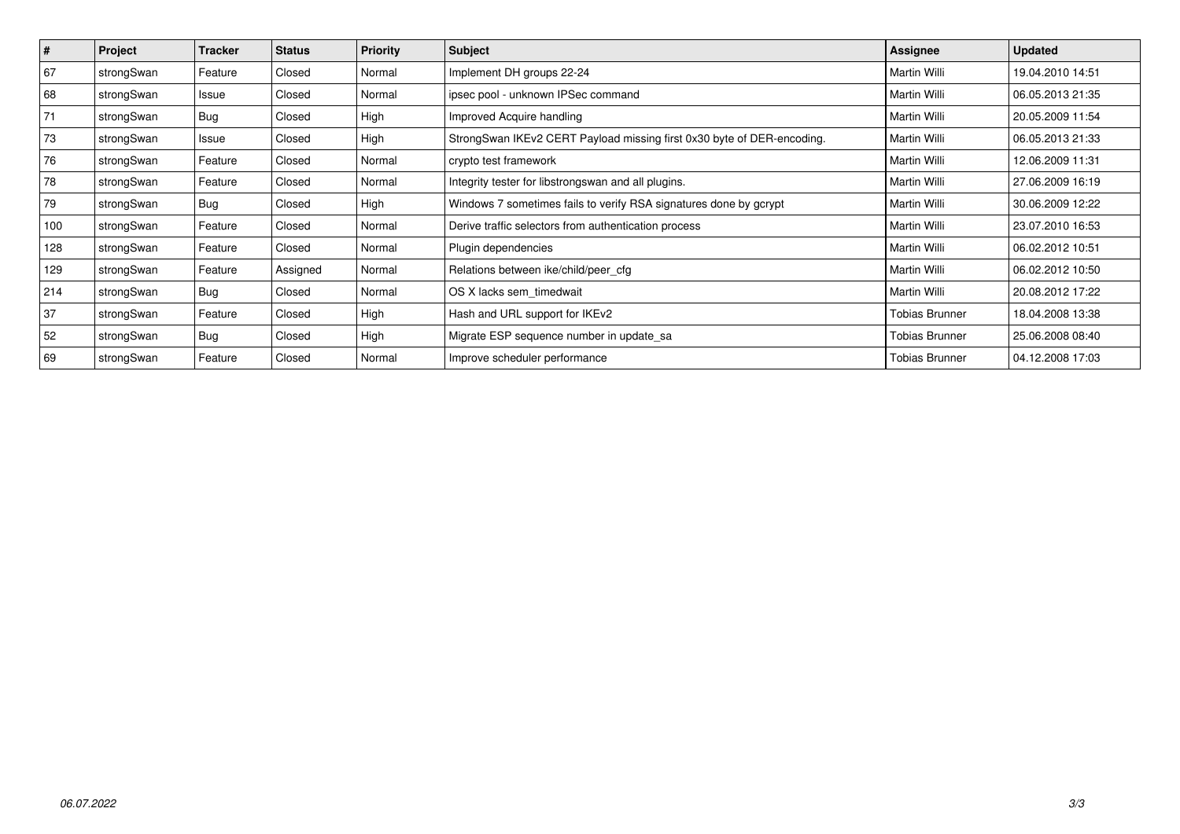| # | Project | Tracker | Status | Priority | Subject | Assignee | Updated |
|---|---|---|---|---|---|---|---|
| 67 | strongSwan | Feature | Closed | Normal | Implement DH groups 22-24 | Martin Willi | 19.04.2010 14:51 |
| 68 | strongSwan | Issue | Closed | Normal | ipsec pool - unknown IPSec command | Martin Willi | 06.05.2013 21:35 |
| 71 | strongSwan | Bug | Closed | High | Improved Acquire handling | Martin Willi | 20.05.2009 11:54 |
| 73 | strongSwan | Issue | Closed | High | StrongSwan IKEv2 CERT Payload missing first 0x30 byte of DER-encoding. | Martin Willi | 06.05.2013 21:33 |
| 76 | strongSwan | Feature | Closed | Normal | crypto test framework | Martin Willi | 12.06.2009 11:31 |
| 78 | strongSwan | Feature | Closed | Normal | Integrity tester for libstrongswan and all plugins. | Martin Willi | 27.06.2009 16:19 |
| 79 | strongSwan | Bug | Closed | High | Windows 7 sometimes fails to verify RSA signatures done by gcrypt | Martin Willi | 30.06.2009 12:22 |
| 100 | strongSwan | Feature | Closed | Normal | Derive traffic selectors from authentication process | Martin Willi | 23.07.2010 16:53 |
| 128 | strongSwan | Feature | Closed | Normal | Plugin dependencies | Martin Willi | 06.02.2012 10:51 |
| 129 | strongSwan | Feature | Assigned | Normal | Relations between ike/child/peer_cfg | Martin Willi | 06.02.2012 10:50 |
| 214 | strongSwan | Bug | Closed | Normal | OS X lacks sem_timedwait | Martin Willi | 20.08.2012 17:22 |
| 37 | strongSwan | Feature | Closed | High | Hash and URL support for IKEv2 | Tobias Brunner | 18.04.2008 13:38 |
| 52 | strongSwan | Bug | Closed | High | Migrate ESP sequence number in update_sa | Tobias Brunner | 25.06.2008 08:40 |
| 69 | strongSwan | Feature | Closed | Normal | Improve scheduler performance | Tobias Brunner | 04.12.2008 17:03 |